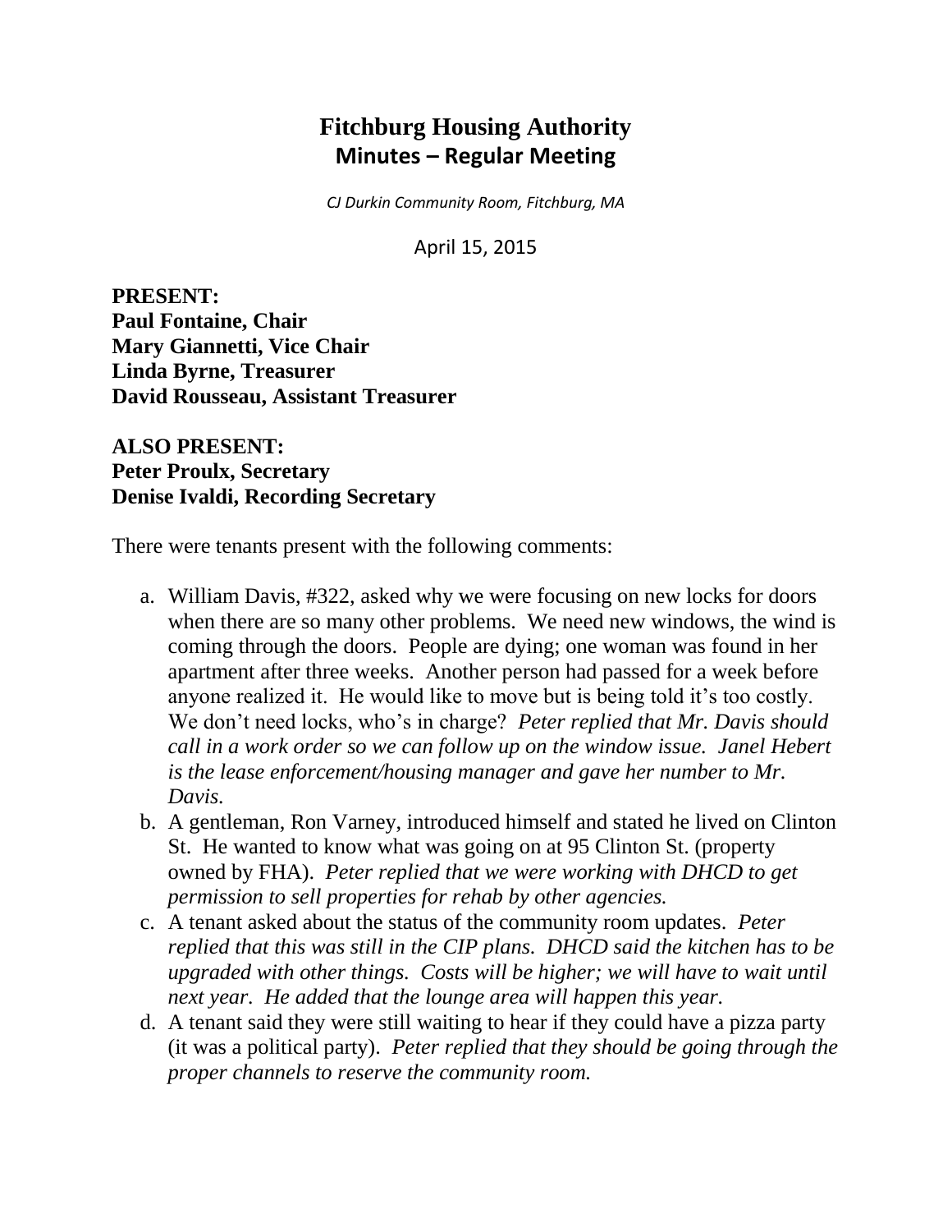# Fitchburg Housing Authority
## Minutes – Regular Meeting

*CJ Durkin Community Room, Fitchburg, MA*

April 15, 2015

**PRESENT:**
**Paul Fontaine, Chair**
**Mary Giannetti, Vice Chair**
**Linda Byrne, Treasurer**
**David Rousseau, Assistant Treasurer**

**ALSO PRESENT:**
**Peter Proulx, Secretary**
**Denise Ivaldi, Recording Secretary**

There were tenants present with the following comments:

a. William Davis, #322, asked why we were focusing on new locks for doors when there are so many other problems. We need new windows, the wind is coming through the doors. People are dying; one woman was found in her apartment after three weeks. Another person had passed for a week before anyone realized it. He would like to move but is being told it's too costly. We don't need locks, who's in charge? *Peter replied that Mr. Davis should call in a work order so we can follow up on the window issue. Janel Hebert is the lease enforcement/housing manager and gave her number to Mr. Davis.*
b. A gentleman, Ron Varney, introduced himself and stated he lived on Clinton St. He wanted to know what was going on at 95 Clinton St. (property owned by FHA). *Peter replied that we were working with DHCD to get permission to sell properties for rehab by other agencies.*
c. A tenant asked about the status of the community room updates. *Peter replied that this was still in the CIP plans. DHCD said the kitchen has to be upgraded with other things. Costs will be higher; we will have to wait until next year. He added that the lounge area will happen this year.*
d. A tenant said they were still waiting to hear if they could have a pizza party (it was a political party). *Peter replied that they should be going through the proper channels to reserve the community room.*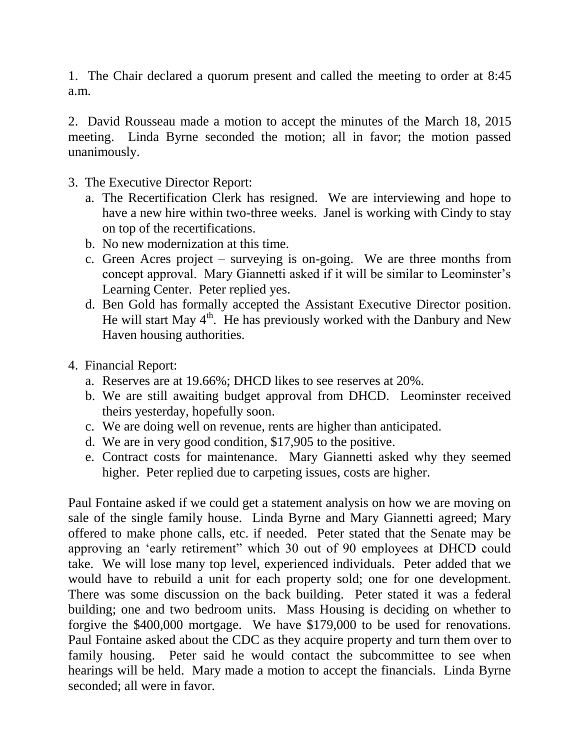1. The Chair declared a quorum present and called the meeting to order at 8:45 a.m.

2. David Rousseau made a motion to accept the minutes of the March 18, 2015 meeting. Linda Byrne seconded the motion; all in favor; the motion passed unanimously.

3. The Executive Director Report:
   a. The Recertification Clerk has resigned. We are interviewing and hope to have a new hire within two-three weeks. Janel is working with Cindy to stay on top of the recertifications.
   b. No new modernization at this time.
   c. Green Acres project – surveying is on-going. We are three months from concept approval. Mary Giannetti asked if it will be similar to Leominster's Learning Center. Peter replied yes.
   d. Ben Gold has formally accepted the Assistant Executive Director position. He will start May 4th. He has previously worked with the Danbury and New Haven housing authorities.

4. Financial Report:
   a. Reserves are at 19.66%; DHCD likes to see reserves at 20%.
   b. We are still awaiting budget approval from DHCD. Leominster received theirs yesterday, hopefully soon.
   c. We are doing well on revenue, rents are higher than anticipated.
   d. We are in very good condition, $17,905 to the positive.
   e. Contract costs for maintenance. Mary Giannetti asked why they seemed higher. Peter replied due to carpeting issues, costs are higher.

Paul Fontaine asked if we could get a statement analysis on how we are moving on sale of the single family house. Linda Byrne and Mary Giannetti agreed; Mary offered to make phone calls, etc. if needed. Peter stated that the Senate may be approving an 'early retirement" which 30 out of 90 employees at DHCD could take. We will lose many top level, experienced individuals. Peter added that we would have to rebuild a unit for each property sold; one for one development. There was some discussion on the back building. Peter stated it was a federal building; one and two bedroom units. Mass Housing is deciding on whether to forgive the $400,000 mortgage. We have $179,000 to be used for renovations. Paul Fontaine asked about the CDC as they acquire property and turn them over to family housing. Peter said he would contact the subcommittee to see when hearings will be held. Mary made a motion to accept the financials. Linda Byrne seconded; all were in favor.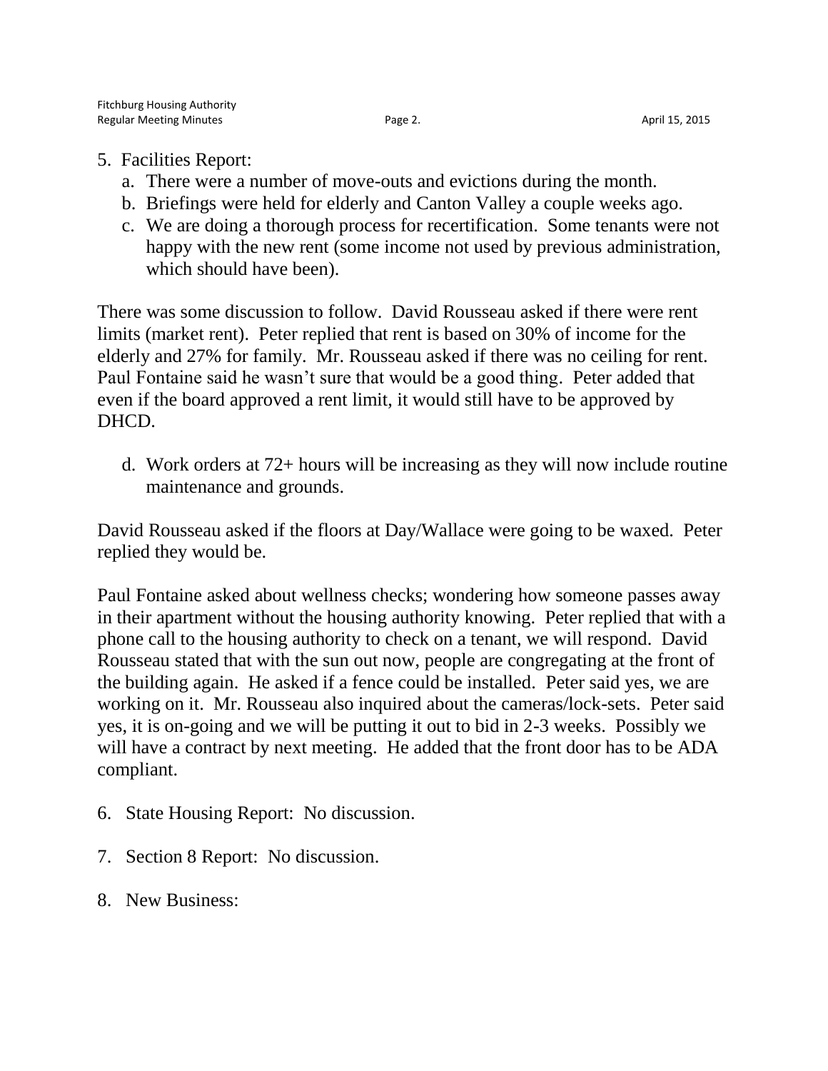5. Facilities Report:
   a. There were a number of move-outs and evictions during the month.
   b. Briefings were held for elderly and Canton Valley a couple weeks ago.
   c. We are doing a thorough process for recertification. Some tenants were not happy with the new rent (some income not used by previous administration, which should have been).

There was some discussion to follow. David Rousseau asked if there were rent limits (market rent). Peter replied that rent is based on 30% of income for the elderly and 27% for family. Mr. Rousseau asked if there was no ceiling for rent. Paul Fontaine said he wasn't sure that would be a good thing. Peter added that even if the board approved a rent limit, it would still have to be approved by DHCD.

   d. Work orders at 72+ hours will be increasing as they will now include routine maintenance and grounds.

David Rousseau asked if the floors at Day/Wallace were going to be waxed. Peter replied they would be.

Paul Fontaine asked about wellness checks; wondering how someone passes away in their apartment without the housing authority knowing. Peter replied that with a phone call to the housing authority to check on a tenant, we will respond. David Rousseau stated that with the sun out now, people are congregating at the front of the building again. He asked if a fence could be installed. Peter said yes, we are working on it. Mr. Rousseau also inquired about the cameras/lock-sets. Peter said yes, it is on-going and we will be putting it out to bid in 2-3 weeks. Possibly we will have a contract by next meeting. He added that the front door has to be ADA compliant.

6. State Housing Report: No discussion.

7. Section 8 Report: No discussion.

8. New Business: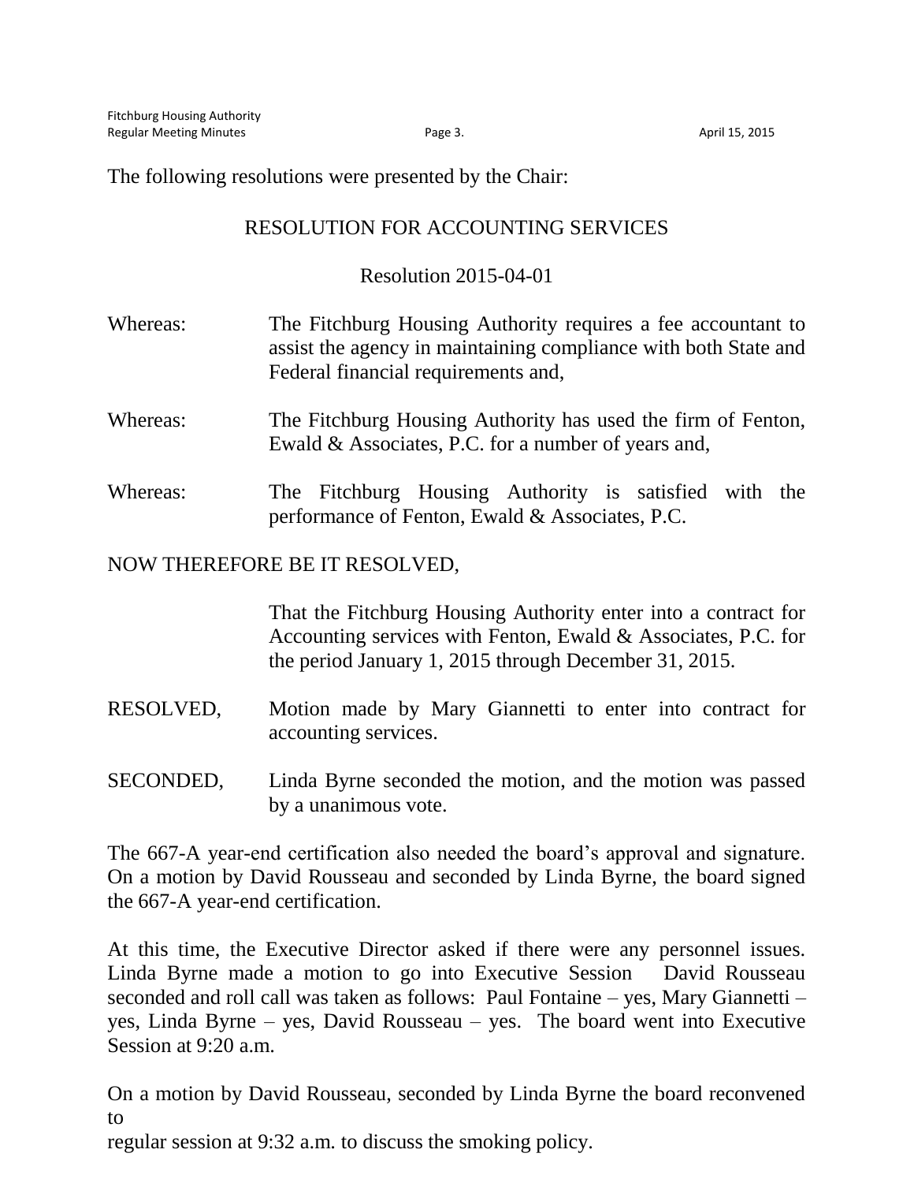The following resolutions were presented by the Chair:

## RESOLUTION FOR ACCOUNTING SERVICES

### Resolution 2015-04-01

Whereas: The Fitchburg Housing Authority requires a fee accountant to assist the agency in maintaining compliance with both State and Federal financial requirements and,

Whereas: The Fitchburg Housing Authority has used the firm of Fenton, Ewald & Associates, P.C. for a number of years and,

Whereas: The Fitchburg Housing Authority is satisfied with the performance of Fenton, Ewald & Associates, P.C.

NOW THEREFORE BE IT RESOLVED,

That the Fitchburg Housing Authority enter into a contract for Accounting services with Fenton, Ewald & Associates, P.C. for the period January 1, 2015 through December 31, 2015.

RESOLVED, Motion made by Mary Giannetti to enter into contract for accounting services.

SECONDED, Linda Byrne seconded the motion, and the motion was passed by a unanimous vote.

The 667-A year-end certification also needed the board's approval and signature. On a motion by David Rousseau and seconded by Linda Byrne, the board signed the 667-A year-end certification.

At this time, the Executive Director asked if there were any personnel issues. Linda Byrne made a motion to go into Executive Session David Rousseau seconded and roll call was taken as follows: Paul Fontaine – yes, Mary Giannetti – yes, Linda Byrne – yes, David Rousseau – yes. The board went into Executive Session at 9:20 a.m.

On a motion by David Rousseau, seconded by Linda Byrne the board reconvened to
regular session at 9:32 a.m. to discuss the smoking policy.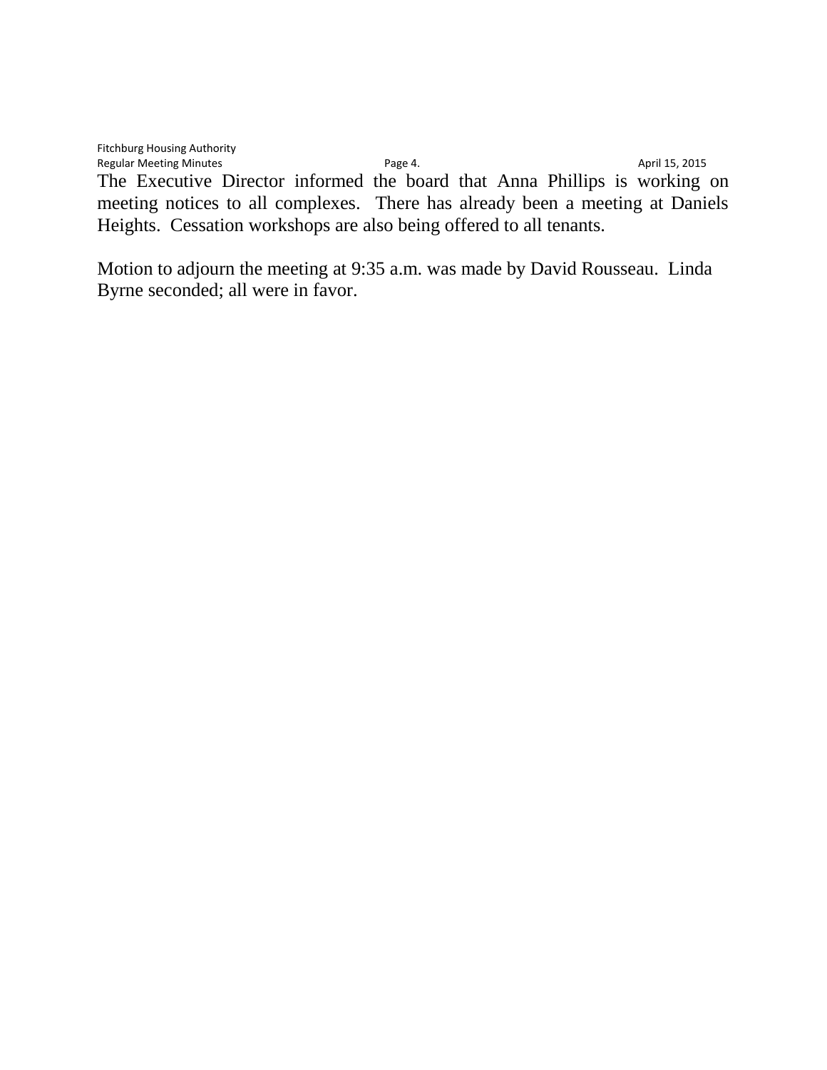The Executive Director informed the board that Anna Phillips is working on meeting notices to all complexes. There has already been a meeting at Daniels Heights. Cessation workshops are also being offered to all tenants.

Motion to adjourn the meeting at 9:35 a.m. was made by David Rousseau. Linda Byrne seconded; all were in favor.